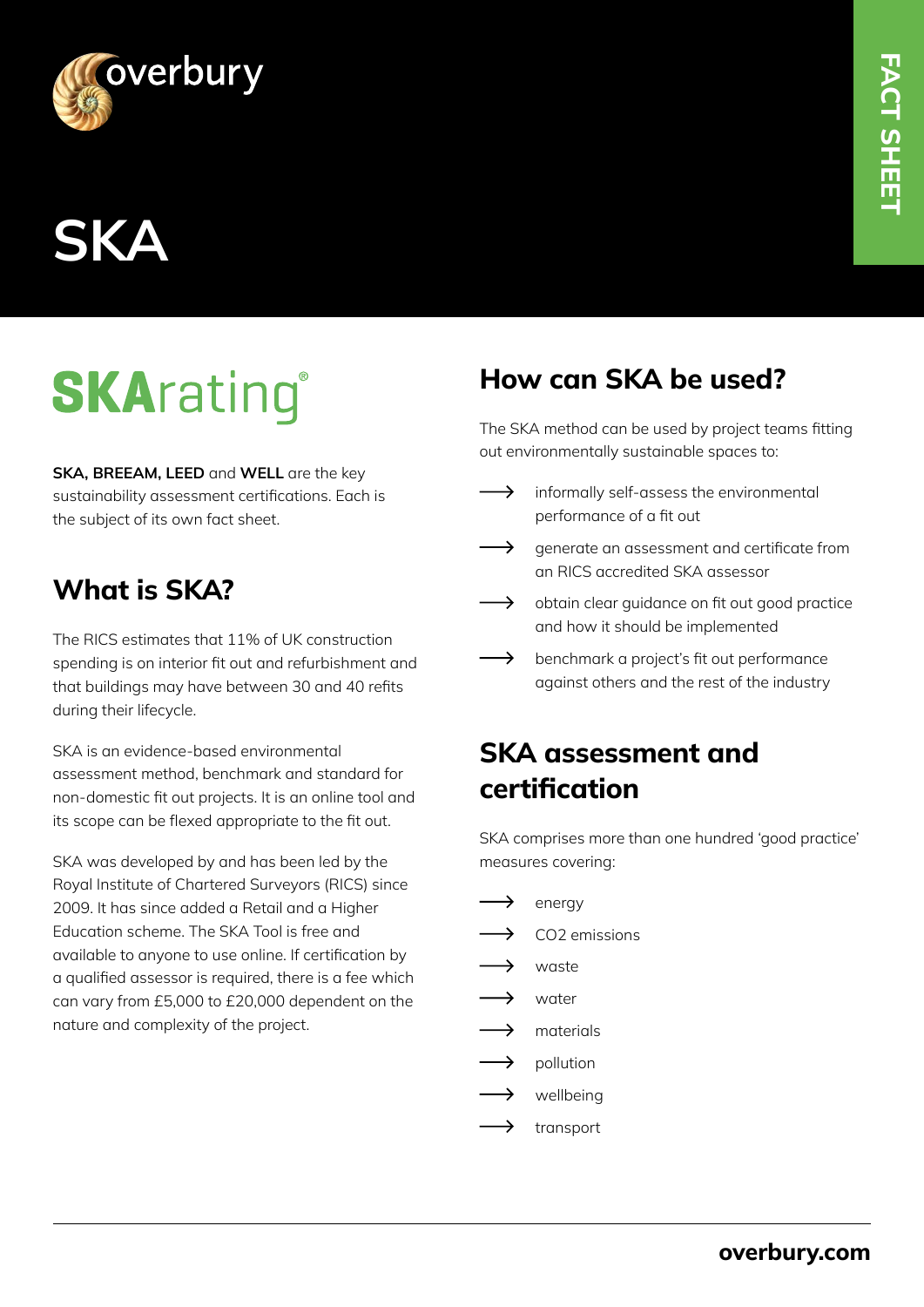# SKA

## SKArating®

**SKA, BREEAM, LEED** and **WELL** are the key sustainability assessment certifications. Each is the subject of its own fact sheet.

## What is SKA?

The RICS estimates that 11% of UK construction spending is on interior fit out and refurbishment and that buildings may have between 30 and 40 refits during their lifecycle.

SKA is an evidence-based environmental assessment method, benchmark and standard for non-domestic fit out projects. It is an online tool and its scope can be flexed appropriate to the fit out.

SKA was developed by and has been led by the Royal Institute of Chartered Surveyors (RICS) since 2009. It has since added a Retail and a Higher Education scheme. The SKA Tool is free and available to anyone to use online. If certification by a qualified assessor is required, there is a fee which can vary from £5,000 to £20,000 dependent on the nature and complexity of the project.

## How can SKA be used?

The SKA method can be used by project teams fitting out environmentally sustainable spaces to:

- informally self-assess the environmental performance of a fit out
- generate an assessment and certificate from an RICS accredited SKA assessor
- obtain clear guidance on fit out good practice and how it should be implemented
- benchmark a project's fit out performance against others and the rest of the industry

## SKA assessment and certification

SKA comprises more than one hundred 'good practice' measures covering:

- energy
- $CO_2$ emissions
- waste
- water
- materials
- pollution
- wellbeing
- transport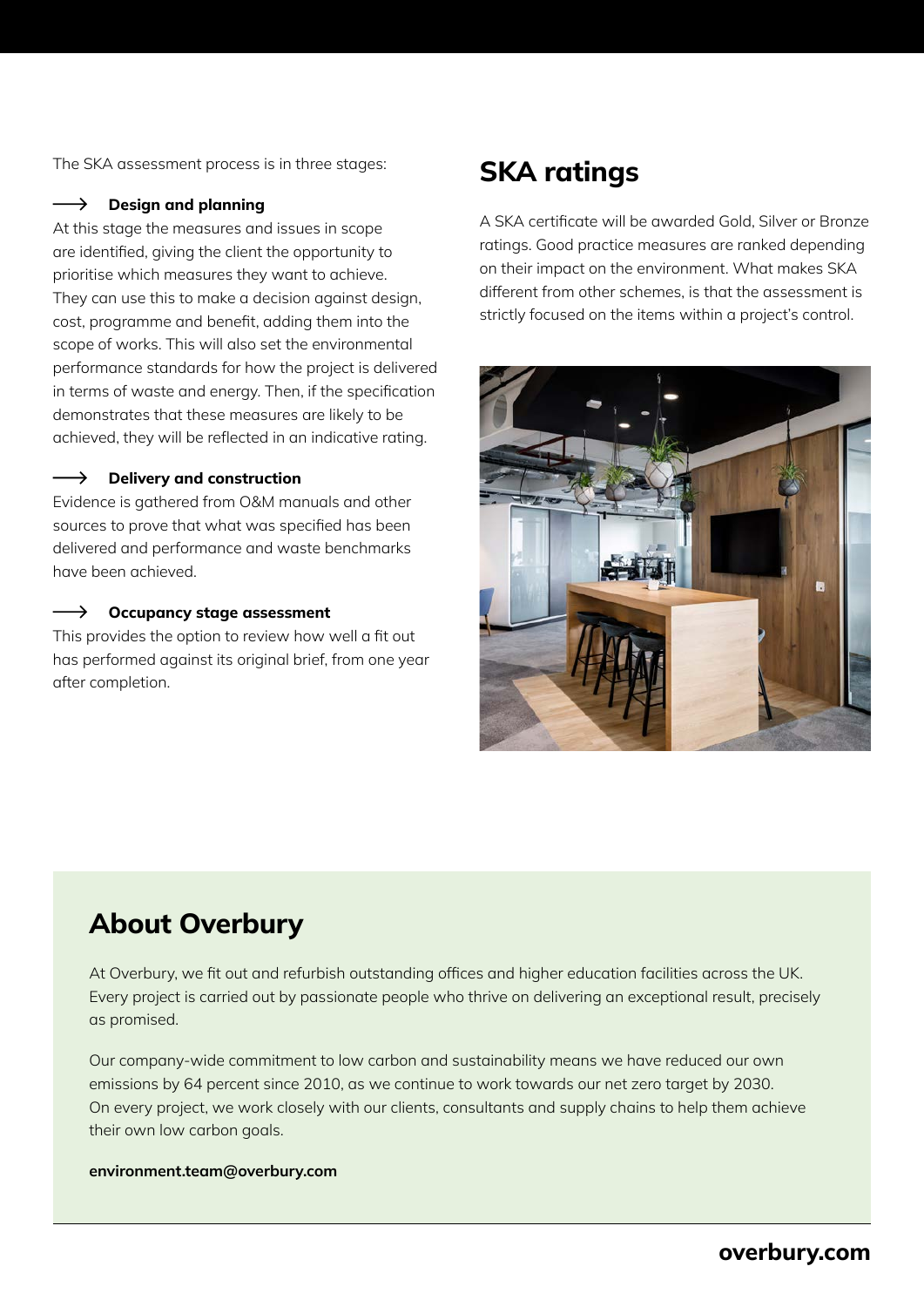The SKA assessment process is in three stages:

⟶ **Design and planning**

At this stage the measures and issues in scope are identified, giving the client the opportunity to prioritise which measures they want to achieve. They can use this to make a decision against design, cost, programme and benefit, adding them into the scope of works. This will also set the environmental performance standards for how the project is delivered in terms of waste and energy. Then, if the specification demonstrates that these measures are likely to be achieved, they will be reflected in an indicative rating.

⟶ **Delivery and construction**

Evidence is gathered from O&M manuals and other sources to prove that what was specified has been delivered and performance and waste benchmarks have been achieved.

⟶ **Occupancy stage assessment**

This provides the option to review how well a fit out has performed against its original brief, from one year after completion.

## SKA ratings

A SKA certificate will be awarded Gold, Silver or Bronze ratings. Good practice measures are ranked depending on their impact on the environment. What makes SKA different from other schemes, is that the assessment is strictly focused on the items within a project's control.

## About Overbury

At Overbury, we fit out and refurbish outstanding offices and higher education facilities across the UK. Every project is carried out by passionate people who thrive on delivering an exceptional result, precisely as promised.

Our company-wide commitment to low carbon and sustainability means we have reduced our own emissions by 64 percent since 2010, as we continue to work towards our net zero target by 2030. On every project, we work closely with our clients, consultants and supply chains to help them achieve their own low carbon goals.

**environment.team@overbury.com**

**overbury.com**